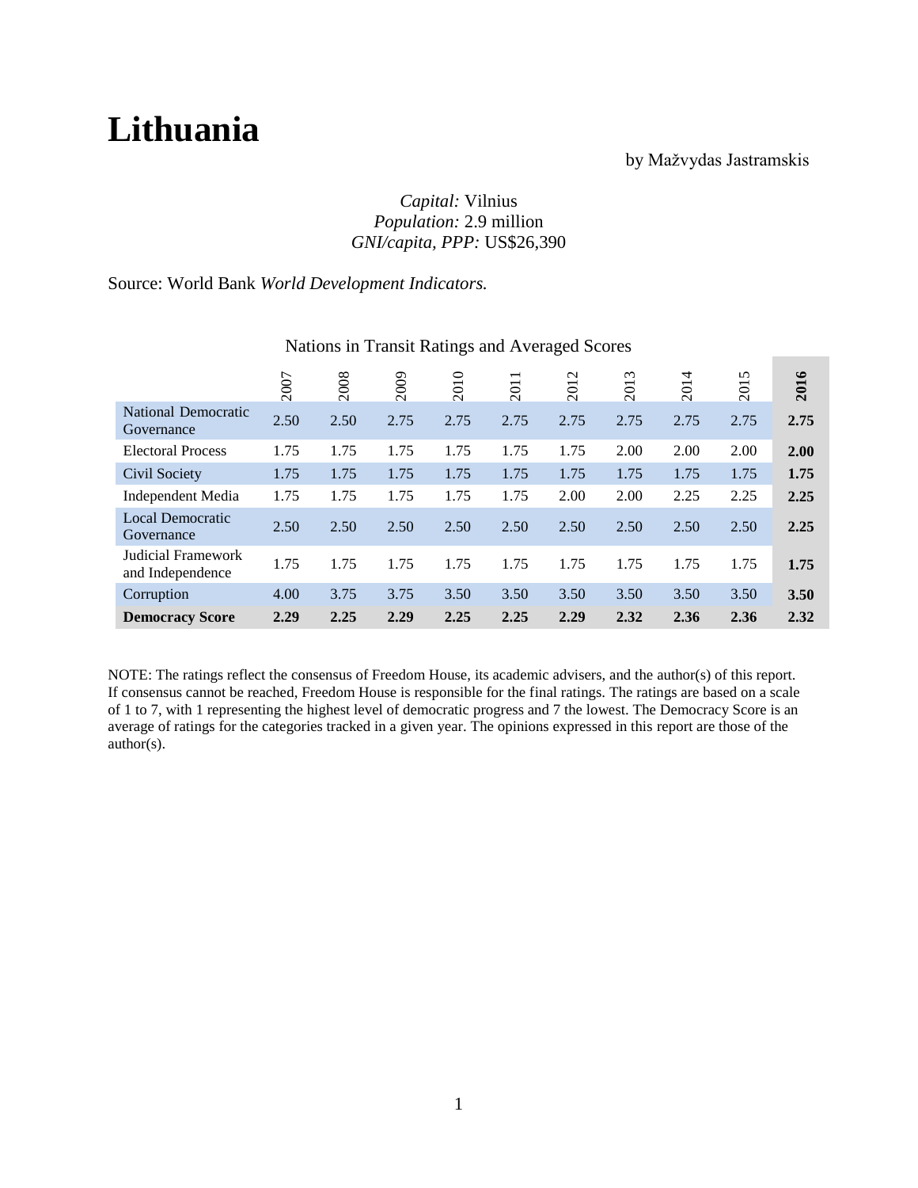# Lithuania

by Mažvydas Jastramskis

*Capital:* Vilnius
*Population:* 2.9 million
*GNI/capita, PPP:* US$26,390

Source: World Bank *World Development Indicators.*

Nations in Transit Ratings and Averaged Scores

| | 2007 | 2008 | 2009 | 2010 | 2011 | 2012 | 2013 | 2014 | 2015 | **2016** |
|---|---|---|---|---|---|---|---|---|---|---|
| National Democratic Governance | 2.50 | 2.50 | 2.75 | 2.75 | 2.75 | 2.75 | 2.75 | 2.75 | 2.75 | **2.75** |
| Electoral Process | 1.75 | 1.75 | 1.75 | 1.75 | 1.75 | 1.75 | 2.00 | 2.00 | 2.00 | **2.00** |
| Civil Society | 1.75 | 1.75 | 1.75 | 1.75 | 1.75 | 1.75 | 1.75 | 1.75 | 1.75 | **1.75** |
| Independent Media | 1.75 | 1.75 | 1.75 | 1.75 | 1.75 | 2.00 | 2.00 | 2.25 | 2.25 | **2.25** |
| Local Democratic Governance | 2.50 | 2.50 | 2.50 | 2.50 | 2.50 | 2.50 | 2.50 | 2.50 | 2.50 | **2.25** |
| Judicial Framework and Independence | 1.75 | 1.75 | 1.75 | 1.75 | 1.75 | 1.75 | 1.75 | 1.75 | 1.75 | **1.75** |
| Corruption | 4.00 | 3.75 | 3.75 | 3.50 | 3.50 | 3.50 | 3.50 | 3.50 | 3.50 | **3.50** |
| **Democracy Score** | **2.29** | **2.25** | **2.29** | **2.25** | **2.25** | **2.29** | **2.32** | **2.36** | **2.36** | **2.32** |

NOTE: The ratings reflect the consensus of Freedom House, its academic advisers, and the author(s) of this report. If consensus cannot be reached, Freedom House is responsible for the final ratings. The ratings are based on a scale of 1 to 7, with 1 representing the highest level of democratic progress and 7 the lowest. The Democracy Score is an average of ratings for the categories tracked in a given year. The opinions expressed in this report are those of the author(s).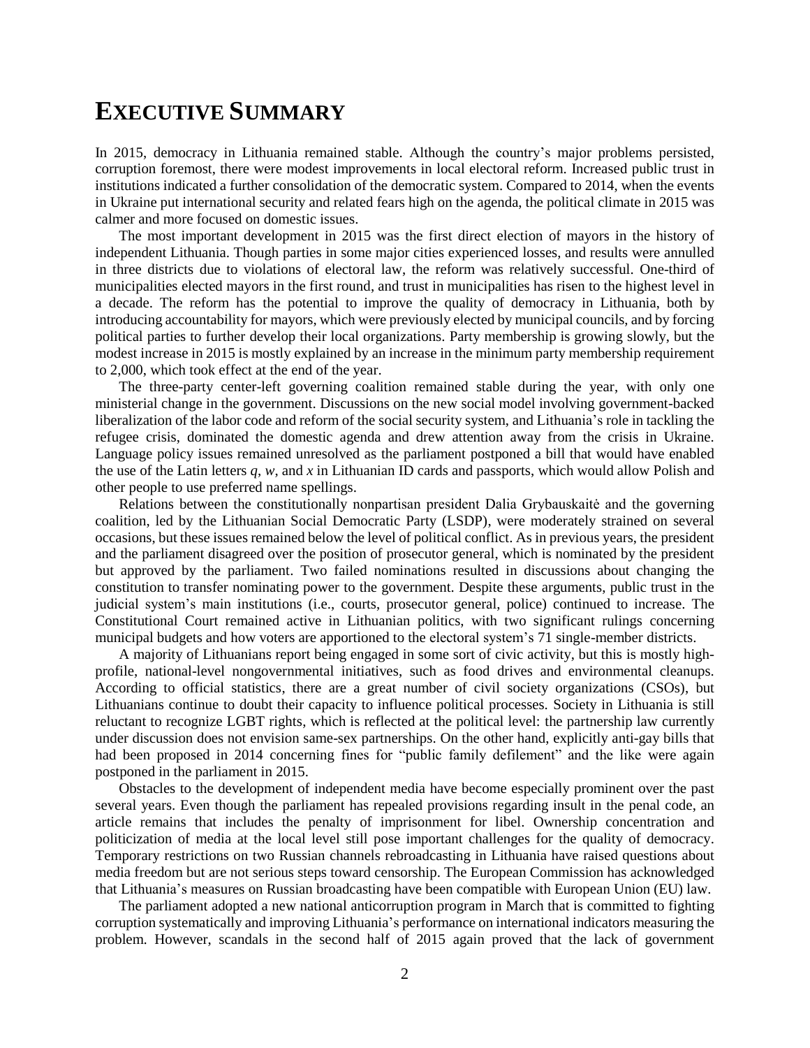# EXECUTIVE SUMMARY

In 2015, democracy in Lithuania remained stable. Although the country's major problems persisted, corruption foremost, there were modest improvements in local electoral reform. Increased public trust in institutions indicated a further consolidation of the democratic system. Compared to 2014, when the events in Ukraine put international security and related fears high on the agenda, the political climate in 2015 was calmer and more focused on domestic issues.

The most important development in 2015 was the first direct election of mayors in the history of independent Lithuania. Though parties in some major cities experienced losses, and results were annulled in three districts due to violations of electoral law, the reform was relatively successful. One-third of municipalities elected mayors in the first round, and trust in municipalities has risen to the highest level in a decade. The reform has the potential to improve the quality of democracy in Lithuania, both by introducing accountability for mayors, which were previously elected by municipal councils, and by forcing political parties to further develop their local organizations. Party membership is growing slowly, but the modest increase in 2015 is mostly explained by an increase in the minimum party membership requirement to 2,000, which took effect at the end of the year.

The three-party center-left governing coalition remained stable during the year, with only one ministerial change in the government. Discussions on the new social model involving government-backed liberalization of the labor code and reform of the social security system, and Lithuania's role in tackling the refugee crisis, dominated the domestic agenda and drew attention away from the crisis in Ukraine. Language policy issues remained unresolved as the parliament postponed a bill that would have enabled the use of the Latin letters *q*, *w*, and *x* in Lithuanian ID cards and passports, which would allow Polish and other people to use preferred name spellings.

Relations between the constitutionally nonpartisan president Dalia Grybauskaitė and the governing coalition, led by the Lithuanian Social Democratic Party (LSDP), were moderately strained on several occasions, but these issues remained below the level of political conflict. As in previous years, the president and the parliament disagreed over the position of prosecutor general, which is nominated by the president but approved by the parliament. Two failed nominations resulted in discussions about changing the constitution to transfer nominating power to the government. Despite these arguments, public trust in the judicial system's main institutions (i.e., courts, prosecutor general, police) continued to increase. The Constitutional Court remained active in Lithuanian politics, with two significant rulings concerning municipal budgets and how voters are apportioned to the electoral system's 71 single-member districts.

A majority of Lithuanians report being engaged in some sort of civic activity, but this is mostly high-profile, national-level nongovernmental initiatives, such as food drives and environmental cleanups. According to official statistics, there are a great number of civil society organizations (CSOs), but Lithuanians continue to doubt their capacity to influence political processes. Society in Lithuania is still reluctant to recognize LGBT rights, which is reflected at the political level: the partnership law currently under discussion does not envision same-sex partnerships. On the other hand, explicitly anti-gay bills that had been proposed in 2014 concerning fines for "public family defilement" and the like were again postponed in the parliament in 2015.

Obstacles to the development of independent media have become especially prominent over the past several years. Even though the parliament has repealed provisions regarding insult in the penal code, an article remains that includes the penalty of imprisonment for libel. Ownership concentration and politicization of media at the local level still pose important challenges for the quality of democracy. Temporary restrictions on two Russian channels rebroadcasting in Lithuania have raised questions about media freedom but are not serious steps toward censorship. The European Commission has acknowledged that Lithuania's measures on Russian broadcasting have been compatible with European Union (EU) law.

The parliament adopted a new national anticorruption program in March that is committed to fighting corruption systematically and improving Lithuania's performance on international indicators measuring the problem. However, scandals in the second half of 2015 again proved that the lack of government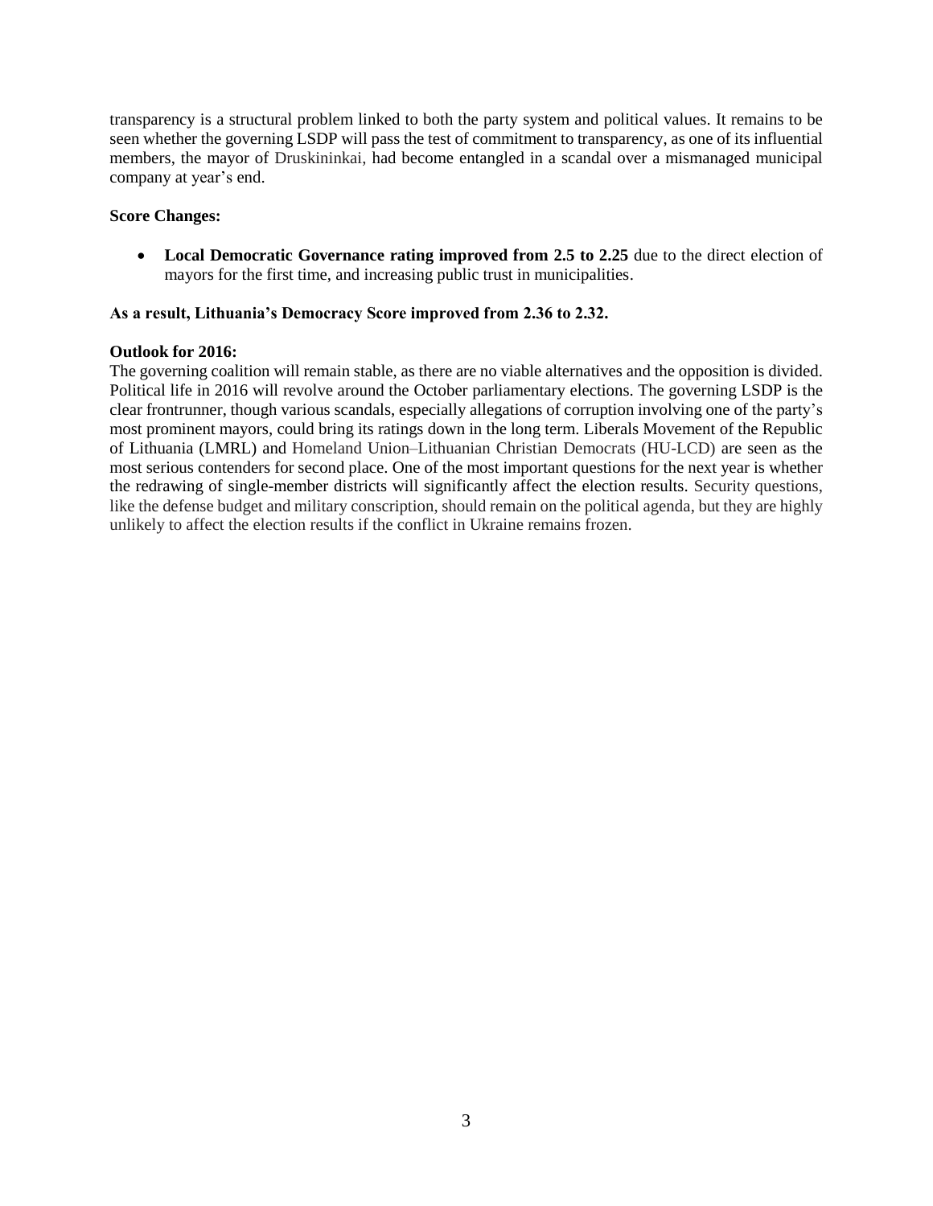transparency is a structural problem linked to both the party system and political values. It remains to be seen whether the governing LSDP will pass the test of commitment to transparency, as one of its influential members, the mayor of Druskininkai, had become entangled in a scandal over a mismanaged municipal company at year's end.

**Score Changes:**

- **Local Democratic Governance rating improved from 2.5 to 2.25** due to the direct election of mayors for the first time, and increasing public trust in municipalities.

**As a result, Lithuania's Democracy Score improved from 2.36 to 2.32.**

**Outlook for 2016:**

The governing coalition will remain stable, as there are no viable alternatives and the opposition is divided. Political life in 2016 will revolve around the October parliamentary elections. The governing LSDP is the clear frontrunner, though various scandals, especially allegations of corruption involving one of the party's most prominent mayors, could bring its ratings down in the long term. Liberals Movement of the Republic of Lithuania (LMRL) and Homeland Union–Lithuanian Christian Democrats (HU-LCD) are seen as the most serious contenders for second place. One of the most important questions for the next year is whether the redrawing of single-member districts will significantly affect the election results. Security questions, like the defense budget and military conscription, should remain on the political agenda, but they are highly unlikely to affect the election results if the conflict in Ukraine remains frozen.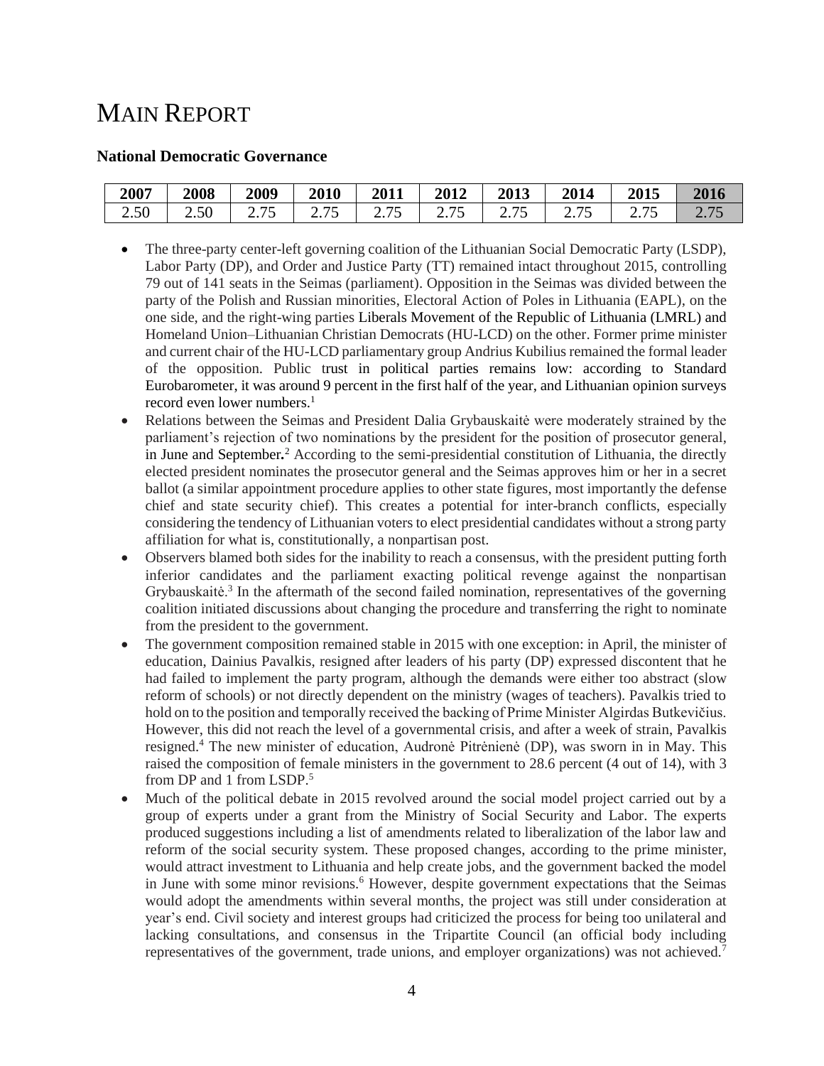# MAIN REPORT

### National Democratic Governance

| 2007 | 2008 | 2009 | 2010 | 2011 | 2012 | 2013 | 2014 | 2015 | 2016 |
|---|---|---|---|---|---|---|---|---|---|
| 2.50 | 2.50 | 2.75 | 2.75 | 2.75 | 2.75 | 2.75 | 2.75 | 2.75 | 2.75 |

- The three-party center-left governing coalition of the Lithuanian Social Democratic Party (LSDP), Labor Party (DP), and Order and Justice Party (TT) remained intact throughout 2015, controlling 79 out of 141 seats in the Seimas (parliament). Opposition in the Seimas was divided between the party of the Polish and Russian minorities, Electoral Action of Poles in Lithuania (EAPL), on the one side, and the right-wing parties Liberals Movement of the Republic of Lithuania (LMRL) and Homeland Union–Lithuanian Christian Democrats (HU-LCD) on the other. Former prime minister and current chair of the HU-LCD parliamentary group Andrius Kubilius remained the formal leader of the opposition. Public trust in political parties remains low: according to Standard Eurobarometer, it was around 9 percent in the first half of the year, and Lithuanian opinion surveys record even lower numbers.[1]
- Relations between the Seimas and President Dalia Grybauskaitė were moderately strained by the parliament's rejection of two nominations by the president for the position of prosecutor general, in June and September**.**[2] According to the semi-presidential constitution of Lithuania, the directly elected president nominates the prosecutor general and the Seimas approves him or her in a secret ballot (a similar appointment procedure applies to other state figures, most importantly the defense chief and state security chief). This creates a potential for inter-branch conflicts, especially considering the tendency of Lithuanian voters to elect presidential candidates without a strong party affiliation for what is, constitutionally, a nonpartisan post.
- Observers blamed both sides for the inability to reach a consensus, with the president putting forth inferior candidates and the parliament exacting political revenge against the nonpartisan Grybauskaitė.[3] In the aftermath of the second failed nomination, representatives of the governing coalition initiated discussions about changing the procedure and transferring the right to nominate from the president to the government.
- The government composition remained stable in 2015 with one exception: in April, the minister of education, Dainius Pavalkis, resigned after leaders of his party (DP) expressed discontent that he had failed to implement the party program, although the demands were either too abstract (slow reform of schools) or not directly dependent on the ministry (wages of teachers). Pavalkis tried to hold on to the position and temporally received the backing of Prime Minister Algirdas Butkevičius. However, this did not reach the level of a governmental crisis, and after a week of strain, Pavalkis resigned.[4] The new minister of education, Audronė Pitrėnienė (DP), was sworn in in May. This raised the composition of female ministers in the government to 28.6 percent (4 out of 14), with 3 from DP and 1 from LSDP.[5]
- Much of the political debate in 2015 revolved around the social model project carried out by a group of experts under a grant from the Ministry of Social Security and Labor. The experts produced suggestions including a list of amendments related to liberalization of the labor law and reform of the social security system. These proposed changes, according to the prime minister, would attract investment to Lithuania and help create jobs, and the government backed the model in June with some minor revisions.[6] However, despite government expectations that the Seimas would adopt the amendments within several months, the project was still under consideration at year's end. Civil society and interest groups had criticized the process for being too unilateral and lacking consultations, and consensus in the Tripartite Council (an official body including representatives of the government, trade unions, and employer organizations) was not achieved.[7]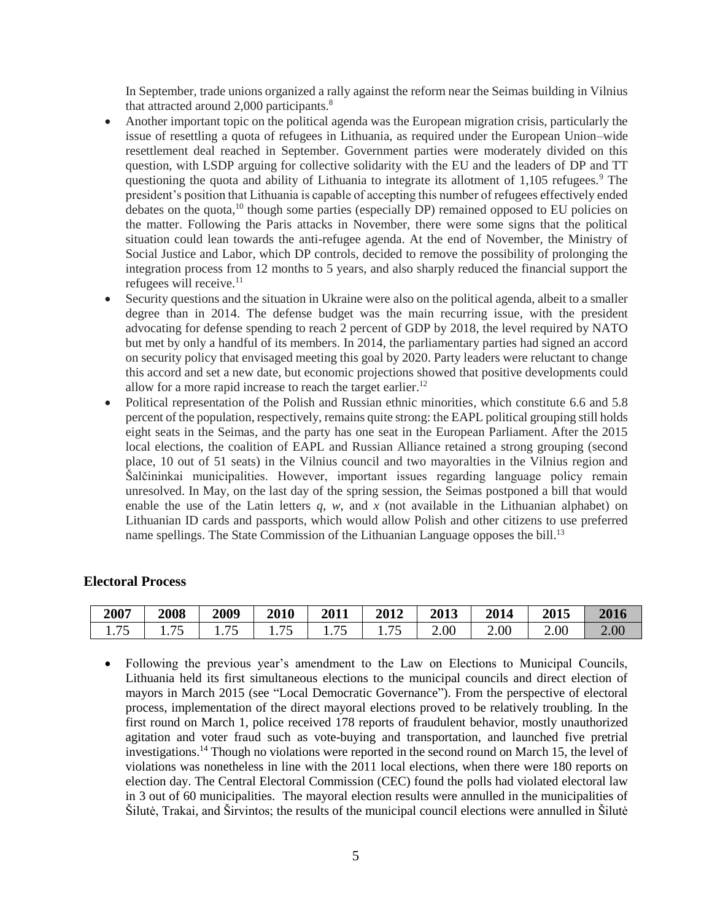In September, trade unions organized a rally against the reform near the Seimas building in Vilnius that attracted around 2,000 participants.[8]

- Another important topic on the political agenda was the European migration crisis, particularly the issue of resettling a quota of refugees in Lithuania, as required under the European Union–wide resettlement deal reached in September. Government parties were moderately divided on this question, with LSDP arguing for collective solidarity with the EU and the leaders of DP and TT questioning the quota and ability of Lithuania to integrate its allotment of 1,105 refugees.[9] The president's position that Lithuania is capable of accepting this number of refugees effectively ended debates on the quota,[10] though some parties (especially DP) remained opposed to EU policies on the matter. Following the Paris attacks in November, there were some signs that the political situation could lean towards the anti-refugee agenda. At the end of November, the Ministry of Social Justice and Labor, which DP controls, decided to remove the possibility of prolonging the integration process from 12 months to 5 years, and also sharply reduced the financial support the refugees will receive.[11]
- Security questions and the situation in Ukraine were also on the political agenda, albeit to a smaller degree than in 2014. The defense budget was the main recurring issue, with the president advocating for defense spending to reach 2 percent of GDP by 2018, the level required by NATO but met by only a handful of its members. In 2014, the parliamentary parties had signed an accord on security policy that envisaged meeting this goal by 2020. Party leaders were reluctant to change this accord and set a new date, but economic projections showed that positive developments could allow for a more rapid increase to reach the target earlier.[12]
- Political representation of the Polish and Russian ethnic minorities, which constitute 6.6 and 5.8 percent of the population, respectively, remains quite strong: the EAPL political grouping still holds eight seats in the Seimas, and the party has one seat in the European Parliament. After the 2015 local elections, the coalition of EAPL and Russian Alliance retained a strong grouping (second place, 10 out of 51 seats) in the Vilnius council and two mayoralties in the Vilnius region and Šalčininkai municipalities. However, important issues regarding language policy remain unresolved. In May, on the last day of the spring session, the Seimas postponed a bill that would enable the use of the Latin letters *q*, *w*, and *x* (not available in the Lithuanian alphabet) on Lithuanian ID cards and passports, which would allow Polish and other citizens to use preferred name spellings. The State Commission of the Lithuanian Language opposes the bill.[13]

## Electoral Process

| 2007 | 2008 | 2009 | 2010 | 2011 | 2012 | 2013 | 2014 | 2015 | 2016 |
|---|---|---|---|---|---|---|---|---|---|
| 1.75 | 1.75 | 1.75 | 1.75 | 1.75 | 1.75 | 2.00 | 2.00 | 2.00 | 2.00 |

- Following the previous year's amendment to the Law on Elections to Municipal Councils, Lithuania held its first simultaneous elections to the municipal councils and direct election of mayors in March 2015 (see "Local Democratic Governance"). From the perspective of electoral process, implementation of the direct mayoral elections proved to be relatively troubling. In the first round on March 1, police received 178 reports of fraudulent behavior, mostly unauthorized agitation and voter fraud such as vote-buying and transportation, and launched five pretrial investigations.[14] Though no violations were reported in the second round on March 15, the level of violations was nonetheless in line with the 2011 local elections, when there were 180 reports on election day. The Central Electoral Commission (CEC) found the polls had violated electoral law in 3 out of 60 municipalities. The mayoral election results were annulled in the municipalities of Šilutė, Trakai, and Širvintos; the results of the municipal council elections were annulled in Šilutė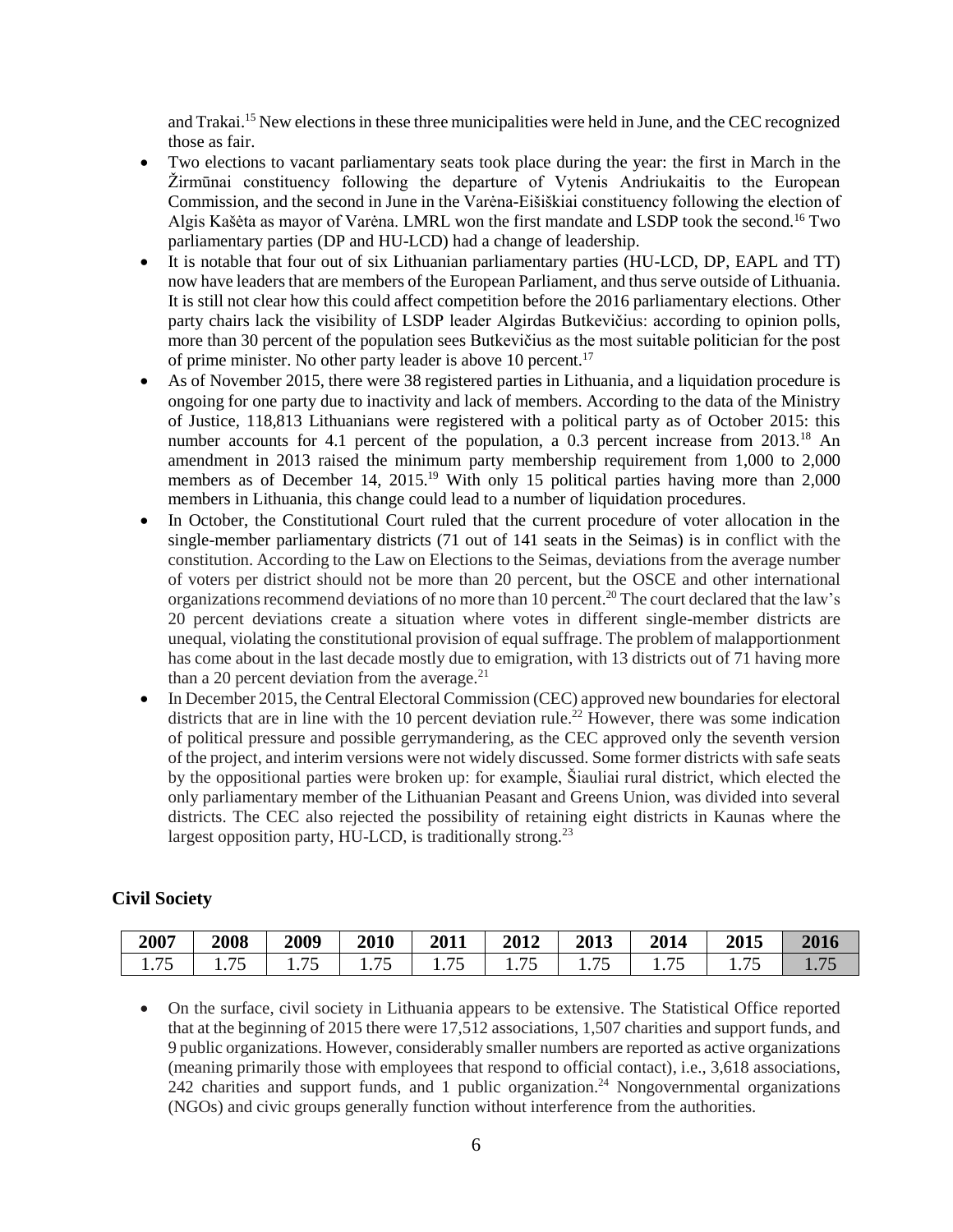and Trakai.[15] New elections in these three municipalities were held in June, and the CEC recognized those as fair.

- Two elections to vacant parliamentary seats took place during the year: the first in March in the Žirmūnai constituency following the departure of Vytenis Andriukaitis to the European Commission, and the second in June in the Varėna-Eišiškiai constituency following the election of Algis Kašėta as mayor of Varėna. LMRL won the first mandate and LSDP took the second.[16] Two parliamentary parties (DP and HU-LCD) had a change of leadership.
- It is notable that four out of six Lithuanian parliamentary parties (HU-LCD, DP, EAPL and TT) now have leaders that are members of the European Parliament, and thus serve outside of Lithuania. It is still not clear how this could affect competition before the 2016 parliamentary elections. Other party chairs lack the visibility of LSDP leader Algirdas Butkevičius: according to opinion polls, more than 30 percent of the population sees Butkevičius as the most suitable politician for the post of prime minister. No other party leader is above 10 percent.[17]
- As of November 2015, there were 38 registered parties in Lithuania, and a liquidation procedure is ongoing for one party due to inactivity and lack of members. According to the data of the Ministry of Justice, 118,813 Lithuanians were registered with a political party as of October 2015: this number accounts for 4.1 percent of the population, a 0.3 percent increase from 2013.[18] An amendment in 2013 raised the minimum party membership requirement from 1,000 to 2,000 members as of December 14, 2015.[19] With only 15 political parties having more than 2,000 members in Lithuania, this change could lead to a number of liquidation procedures.
- In October, the Constitutional Court ruled that the current procedure of voter allocation in the single-member parliamentary districts (71 out of 141 seats in the Seimas) is in conflict with the constitution. According to the Law on Elections to the Seimas, deviations from the average number of voters per district should not be more than 20 percent, but the OSCE and other international organizations recommend deviations of no more than 10 percent.[20] The court declared that the law's 20 percent deviations create a situation where votes in different single-member districts are unequal, violating the constitutional provision of equal suffrage. The problem of malapportionment has come about in the last decade mostly due to emigration, with 13 districts out of 71 having more than a 20 percent deviation from the average.[21]
- In December 2015, the Central Electoral Commission (CEC) approved new boundaries for electoral districts that are in line with the 10 percent deviation rule.[22] However, there was some indication of political pressure and possible gerrymandering, as the CEC approved only the seventh version of the project, and interim versions were not widely discussed. Some former districts with safe seats by the oppositional parties were broken up: for example, Šiauliai rural district, which elected the only parliamentary member of the Lithuanian Peasant and Greens Union, was divided into several districts. The CEC also rejected the possibility of retaining eight districts in Kaunas where the largest opposition party, HU-LCD, is traditionally strong.[23]

## Civil Society

| 2007 | 2008 | 2009 | 2010 | 2011 | 2012 | 2013 | 2014 | 2015 | 2016 |
|---|---|---|---|---|---|---|---|---|---|
| 1.75 | 1.75 | 1.75 | 1.75 | 1.75 | 1.75 | 1.75 | 1.75 | 1.75 | 1.75 |

- On the surface, civil society in Lithuania appears to be extensive. The Statistical Office reported that at the beginning of 2015 there were 17,512 associations, 1,507 charities and support funds, and 9 public organizations. However, considerably smaller numbers are reported as active organizations (meaning primarily those with employees that respond to official contact), i.e., 3,618 associations, 242 charities and support funds, and 1 public organization.[24] Nongovernmental organizations (NGOs) and civic groups generally function without interference from the authorities.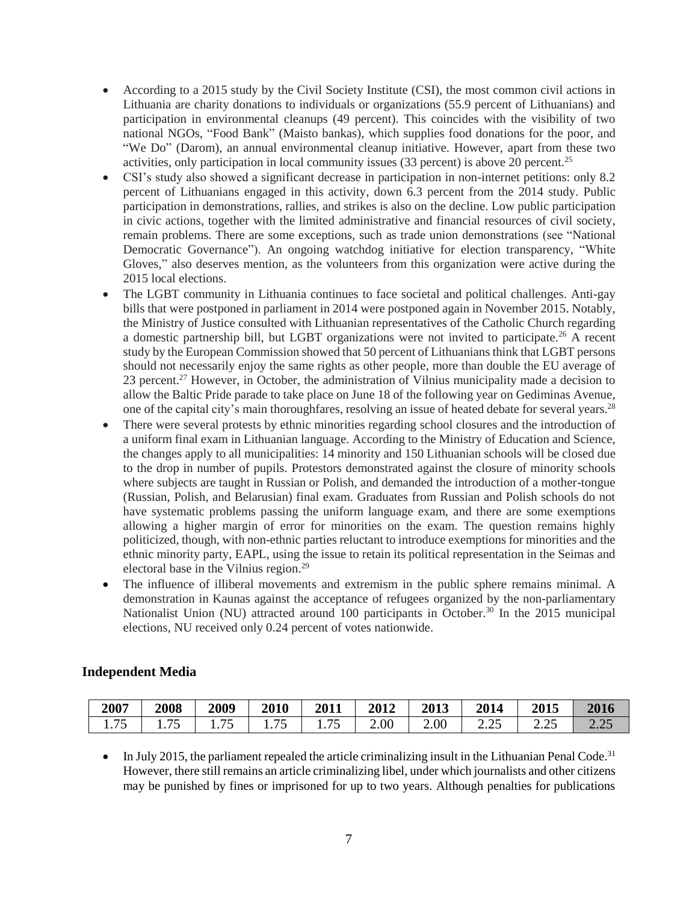- According to a 2015 study by the Civil Society Institute (CSI), the most common civil actions in Lithuania are charity donations to individuals or organizations (55.9 percent of Lithuanians) and participation in environmental cleanups (49 percent). This coincides with the visibility of two national NGOs, "Food Bank" (Maisto bankas), which supplies food donations for the poor, and "We Do" (Darom), an annual environmental cleanup initiative. However, apart from these two activities, only participation in local community issues (33 percent) is above 20 percent.[25]
- CSI's study also showed a significant decrease in participation in non-internet petitions: only 8.2 percent of Lithuanians engaged in this activity, down 6.3 percent from the 2014 study. Public participation in demonstrations, rallies, and strikes is also on the decline. Low public participation in civic actions, together with the limited administrative and financial resources of civil society, remain problems. There are some exceptions, such as trade union demonstrations (see "National Democratic Governance"). An ongoing watchdog initiative for election transparency, "White Gloves," also deserves mention, as the volunteers from this organization were active during the 2015 local elections.
- The LGBT community in Lithuania continues to face societal and political challenges. Anti-gay bills that were postponed in parliament in 2014 were postponed again in November 2015. Notably, the Ministry of Justice consulted with Lithuanian representatives of the Catholic Church regarding a domestic partnership bill, but LGBT organizations were not invited to participate.[26] A recent study by the European Commission showed that 50 percent of Lithuanians think that LGBT persons should not necessarily enjoy the same rights as other people, more than double the EU average of 23 percent.[27] However, in October, the administration of Vilnius municipality made a decision to allow the Baltic Pride parade to take place on June 18 of the following year on Gediminas Avenue, one of the capital city's main thoroughfares, resolving an issue of heated debate for several years.[28]
- There were several protests by ethnic minorities regarding school closures and the introduction of a uniform final exam in Lithuanian language. According to the Ministry of Education and Science, the changes apply to all municipalities: 14 minority and 150 Lithuanian schools will be closed due to the drop in number of pupils. Protestors demonstrated against the closure of minority schools where subjects are taught in Russian or Polish, and demanded the introduction of a mother-tongue (Russian, Polish, and Belarusian) final exam. Graduates from Russian and Polish schools do not have systematic problems passing the uniform language exam, and there are some exemptions allowing a higher margin of error for minorities on the exam. The question remains highly politicized, though, with non-ethnic parties reluctant to introduce exemptions for minorities and the ethnic minority party, EAPL, using the issue to retain its political representation in the Seimas and electoral base in the Vilnius region.[29]
- The influence of illiberal movements and extremism in the public sphere remains minimal. A demonstration in Kaunas against the acceptance of refugees organized by the non-parliamentary Nationalist Union (NU) attracted around 100 participants in October.[30] In the 2015 municipal elections, NU received only 0.24 percent of votes nationwide.

## Independent Media

| 2007 | 2008 | 2009 | 2010 | 2011 | 2012 | 2013 | 2014 | 2015 | 2016 |
|---|---|---|---|---|---|---|---|---|---|
| 1.75 | 1.75 | 1.75 | 1.75 | 1.75 | 2.00 | 2.00 | 2.25 | 2.25 | 2.25 |

- In July 2015, the parliament repealed the article criminalizing insult in the Lithuanian Penal Code.[31] However, there still remains an article criminalizing libel, under which journalists and other citizens may be punished by fines or imprisoned for up to two years. Although penalties for publications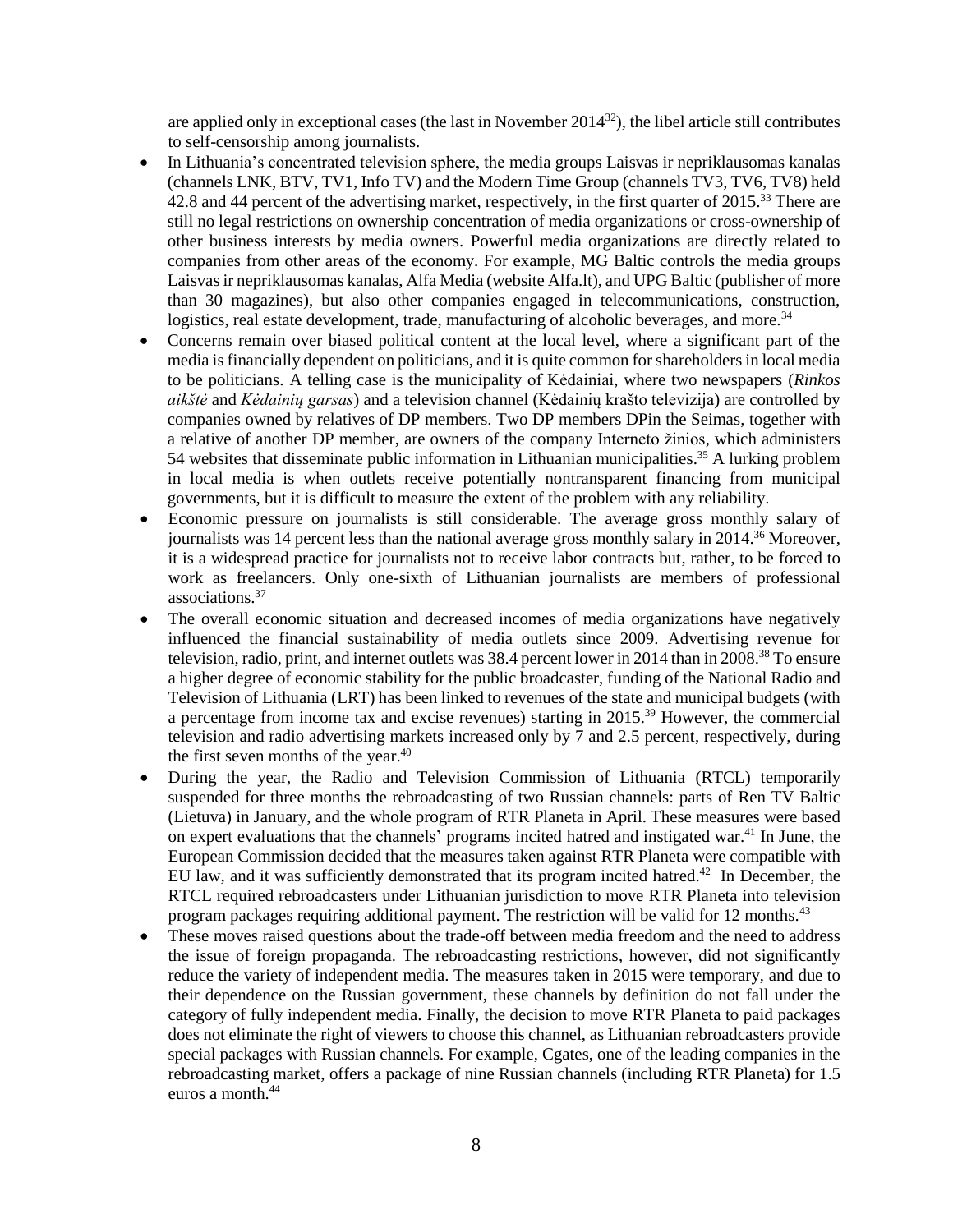are applied only in exceptional cases (the last in November 2014[32]), the libel article still contributes to self-censorship among journalists.

- In Lithuania's concentrated television sphere, the media groups Laisvas ir nepriklausomas kanalas (channels LNK, BTV, TV1, Info TV) and the Modern Time Group (channels TV3, TV6, TV8) held 42.8 and 44 percent of the advertising market, respectively, in the first quarter of 2015.[33] There are still no legal restrictions on ownership concentration of media organizations or cross-ownership of other business interests by media owners. Powerful media organizations are directly related to companies from other areas of the economy. For example, MG Baltic controls the media groups Laisvas ir nepriklausomas kanalas, Alfa Media (website Alfa.lt), and UPG Baltic (publisher of more than 30 magazines), but also other companies engaged in telecommunications, construction, logistics, real estate development, trade, manufacturing of alcoholic beverages, and more.[34]
- Concerns remain over biased political content at the local level, where a significant part of the media is financially dependent on politicians, and it is quite common for shareholders in local media to be politicians. A telling case is the municipality of Kėdainiai, where two newspapers (*Rinkos aikštė* and *Kėdainių garsas*) and a television channel (Kėdainių krašto televizija) are controlled by companies owned by relatives of DP members. Two DP members DPin the Seimas, together with a relative of another DP member, are owners of the company Interneto žinios, which administers 54 websites that disseminate public information in Lithuanian municipalities.[35] A lurking problem in local media is when outlets receive potentially nontransparent financing from municipal governments, but it is difficult to measure the extent of the problem with any reliability.
- Economic pressure on journalists is still considerable. The average gross monthly salary of journalists was 14 percent less than the national average gross monthly salary in 2014.[36] Moreover, it is a widespread practice for journalists not to receive labor contracts but, rather, to be forced to work as freelancers. Only one-sixth of Lithuanian journalists are members of professional associations.[37]
- The overall economic situation and decreased incomes of media organizations have negatively influenced the financial sustainability of media outlets since 2009. Advertising revenue for television, radio, print, and internet outlets was 38.4 percent lower in 2014 than in 2008.[38] To ensure a higher degree of economic stability for the public broadcaster, funding of the National Radio and Television of Lithuania (LRT) has been linked to revenues of the state and municipal budgets (with a percentage from income tax and excise revenues) starting in 2015.[39] However, the commercial television and radio advertising markets increased only by 7 and 2.5 percent, respectively, during the first seven months of the year.[40]
- During the year, the Radio and Television Commission of Lithuania (RTCL) temporarily suspended for three months the rebroadcasting of two Russian channels: parts of Ren TV Baltic (Lietuva) in January, and the whole program of RTR Planeta in April. These measures were based on expert evaluations that the channels' programs incited hatred and instigated war.[41] In June, the European Commission decided that the measures taken against RTR Planeta were compatible with EU law, and it was sufficiently demonstrated that its program incited hatred.[42] In December, the RTCL required rebroadcasters under Lithuanian jurisdiction to move RTR Planeta into television program packages requiring additional payment. The restriction will be valid for 12 months.[43]
- These moves raised questions about the trade-off between media freedom and the need to address the issue of foreign propaganda. The rebroadcasting restrictions, however, did not significantly reduce the variety of independent media. The measures taken in 2015 were temporary, and due to their dependence on the Russian government, these channels by definition do not fall under the category of fully independent media. Finally, the decision to move RTR Planeta to paid packages does not eliminate the right of viewers to choose this channel, as Lithuanian rebroadcasters provide special packages with Russian channels. For example, Cgates, one of the leading companies in the rebroadcasting market, offers a package of nine Russian channels (including RTR Planeta) for 1.5 euros a month.[44]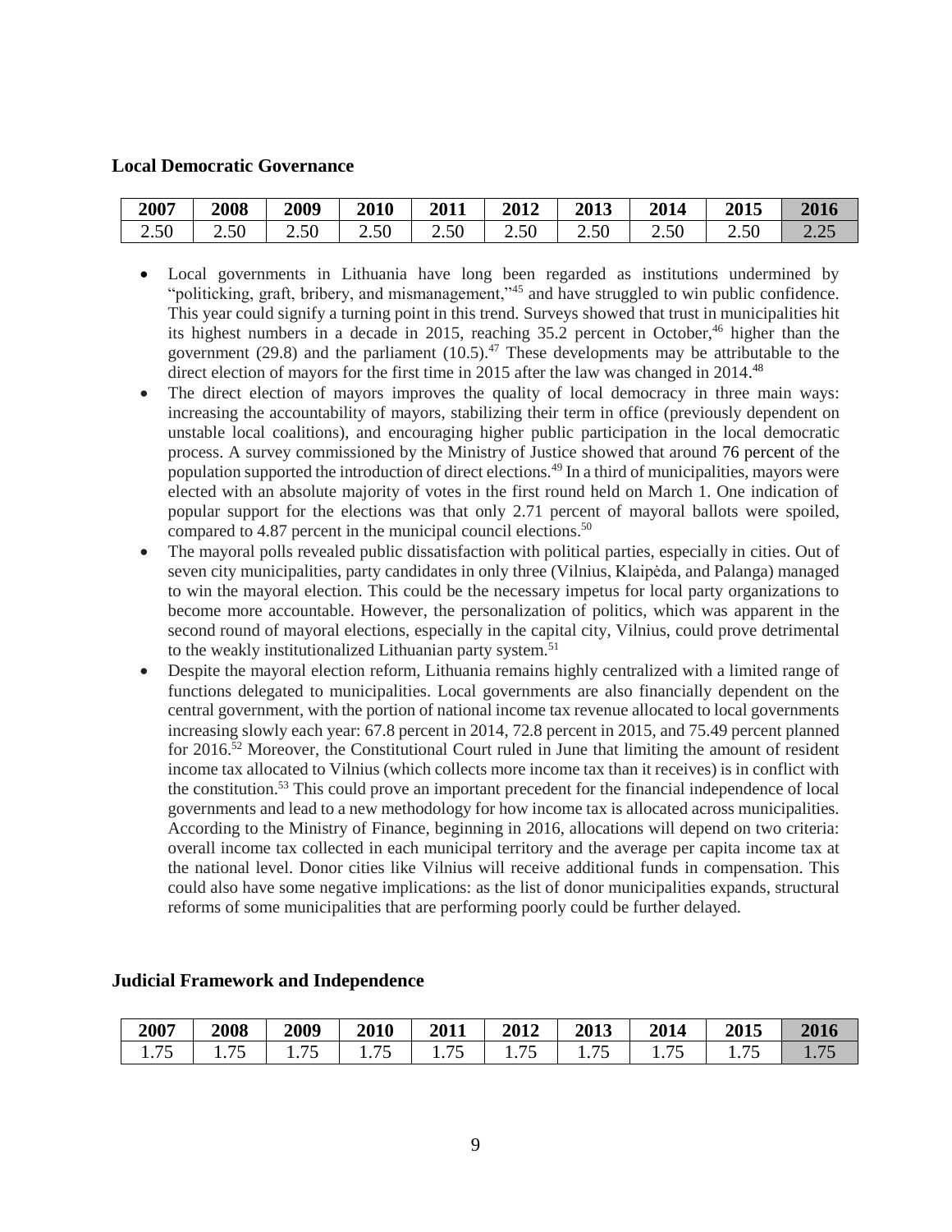### Local Democratic Governance

| 2007 | 2008 | 2009 | 2010 | 2011 | 2012 | 2013 | 2014 | 2015 | 2016 |
|---|---|---|---|---|---|---|---|---|---|
| 2.50 | 2.50 | 2.50 | 2.50 | 2.50 | 2.50 | 2.50 | 2.50 | 2.50 | 2.25 |

- Local governments in Lithuania have long been regarded as institutions undermined by "politicking, graft, bribery, and mismanagement,"[45] and have struggled to win public confidence. This year could signify a turning point in this trend. Surveys showed that trust in municipalities hit its highest numbers in a decade in 2015, reaching 35.2 percent in October,[46] higher than the government (29.8) and the parliament (10.5).[47] These developments may be attributable to the direct election of mayors for the first time in 2015 after the law was changed in 2014.[48]
- The direct election of mayors improves the quality of local democracy in three main ways: increasing the accountability of mayors, stabilizing their term in office (previously dependent on unstable local coalitions), and encouraging higher public participation in the local democratic process. A survey commissioned by the Ministry of Justice showed that around 76 percent of the population supported the introduction of direct elections.[49] In a third of municipalities, mayors were elected with an absolute majority of votes in the first round held on March 1. One indication of popular support for the elections was that only 2.71 percent of mayoral ballots were spoiled, compared to 4.87 percent in the municipal council elections.[50]
- The mayoral polls revealed public dissatisfaction with political parties, especially in cities. Out of seven city municipalities, party candidates in only three (Vilnius, Klaipėda, and Palanga) managed to win the mayoral election. This could be the necessary impetus for local party organizations to become more accountable. However, the personalization of politics, which was apparent in the second round of mayoral elections, especially in the capital city, Vilnius, could prove detrimental to the weakly institutionalized Lithuanian party system.[51]
- Despite the mayoral election reform, Lithuania remains highly centralized with a limited range of functions delegated to municipalities. Local governments are also financially dependent on the central government, with the portion of national income tax revenue allocated to local governments increasing slowly each year: 67.8 percent in 2014, 72.8 percent in 2015, and 75.49 percent planned for 2016.[52] Moreover, the Constitutional Court ruled in June that limiting the amount of resident income tax allocated to Vilnius (which collects more income tax than it receives) is in conflict with the constitution.[53] This could prove an important precedent for the financial independence of local governments and lead to a new methodology for how income tax is allocated across municipalities. According to the Ministry of Finance, beginning in 2016, allocations will depend on two criteria: overall income tax collected in each municipal territory and the average per capita income tax at the national level. Donor cities like Vilnius will receive additional funds in compensation. This could also have some negative implications: as the list of donor municipalities expands, structural reforms of some municipalities that are performing poorly could be further delayed.

### Judicial Framework and Independence

| 2007 | 2008 | 2009 | 2010 | 2011 | 2012 | 2013 | 2014 | 2015 | 2016 |
|---|---|---|---|---|---|---|---|---|---|
| 1.75 | 1.75 | 1.75 | 1.75 | 1.75 | 1.75 | 1.75 | 1.75 | 1.75 | 1.75 |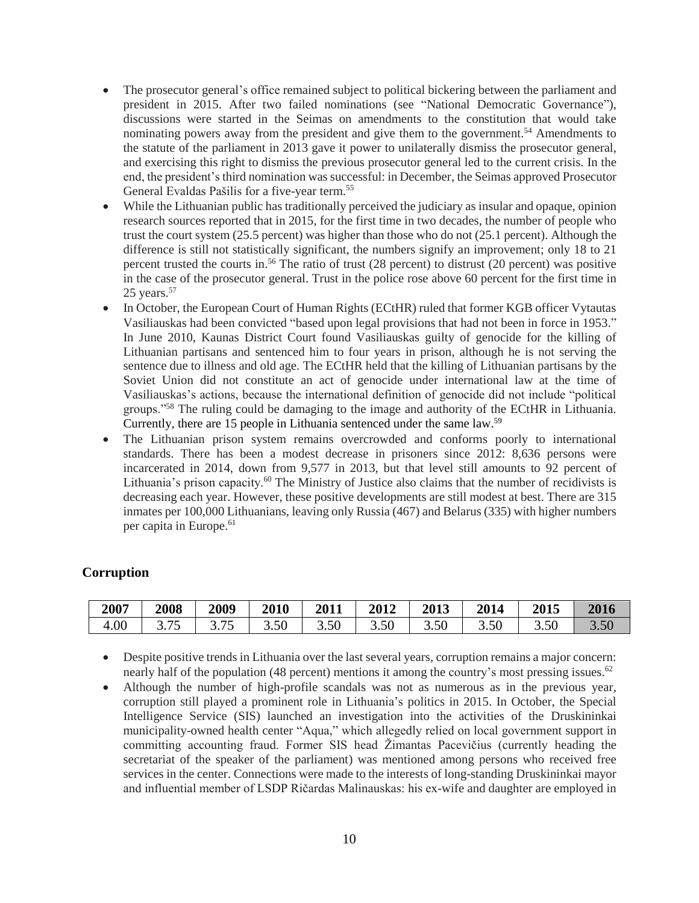- The prosecutor general's office remained subject to political bickering between the parliament and president in 2015. After two failed nominations (see "National Democratic Governance"), discussions were started in the Seimas on amendments to the constitution that would take nominating powers away from the president and give them to the government.[54] Amendments to the statute of the parliament in 2013 gave it power to unilaterally dismiss the prosecutor general, and exercising this right to dismiss the previous prosecutor general led to the current crisis. In the end, the president's third nomination was successful: in December, the Seimas approved Prosecutor General Evaldas Pašilis for a five-year term.[55]
- While the Lithuanian public has traditionally perceived the judiciary as insular and opaque, opinion research sources reported that in 2015, for the first time in two decades, the number of people who trust the court system (25.5 percent) was higher than those who do not (25.1 percent). Although the difference is still not statistically significant, the numbers signify an improvement; only 18 to 21 percent trusted the courts in.[56] The ratio of trust (28 percent) to distrust (20 percent) was positive in the case of the prosecutor general. Trust in the police rose above 60 percent for the first time in 25 years.[57]
- In October, the European Court of Human Rights (ECtHR) ruled that former KGB officer Vytautas Vasiliauskas had been convicted "based upon legal provisions that had not been in force in 1953." In June 2010, Kaunas District Court found Vasiliauskas guilty of genocide for the killing of Lithuanian partisans and sentenced him to four years in prison, although he is not serving the sentence due to illness and old age. The ECtHR held that the killing of Lithuanian partisans by the Soviet Union did not constitute an act of genocide under international law at the time of Vasiliauskas's actions, because the international definition of genocide did not include "political groups."[58] The ruling could be damaging to the image and authority of the ECtHR in Lithuania. Currently, there are 15 people in Lithuania sentenced under the same law.[59]
- The Lithuanian prison system remains overcrowded and conforms poorly to international standards. There has been a modest decrease in prisoners since 2012: 8,636 persons were incarcerated in 2014, down from 9,577 in 2013, but that level still amounts to 92 percent of Lithuania's prison capacity.[60] The Ministry of Justice also claims that the number of recidivists is decreasing each year. However, these positive developments are still modest at best. There are 315 inmates per 100,000 Lithuanians, leaving only Russia (467) and Belarus (335) with higher numbers per capita in Europe.[61]

## Corruption

| 2007 | 2008 | 2009 | 2010 | 2011 | 2012 | 2013 | 2014 | 2015 | 2016 |
|---|---|---|---|---|---|---|---|---|---|
| 4.00 | 3.75 | 3.75 | 3.50 | 3.50 | 3.50 | 3.50 | 3.50 | 3.50 | 3.50 |

- Despite positive trends in Lithuania over the last several years, corruption remains a major concern: nearly half of the population (48 percent) mentions it among the country's most pressing issues.[62]
- Although the number of high-profile scandals was not as numerous as in the previous year, corruption still played a prominent role in Lithuania's politics in 2015. In October, the Special Intelligence Service (SIS) launched an investigation into the activities of the Druskininkai municipality-owned health center "Aqua," which allegedly relied on local government support in committing accounting fraud. Former SIS head Žimantas Pacevičius (currently heading the secretariat of the speaker of the parliament) was mentioned among persons who received free services in the center. Connections were made to the interests of long-standing Druskininkai mayor and influential member of LSDP Ričardas Malinauskas: his ex-wife and daughter are employed in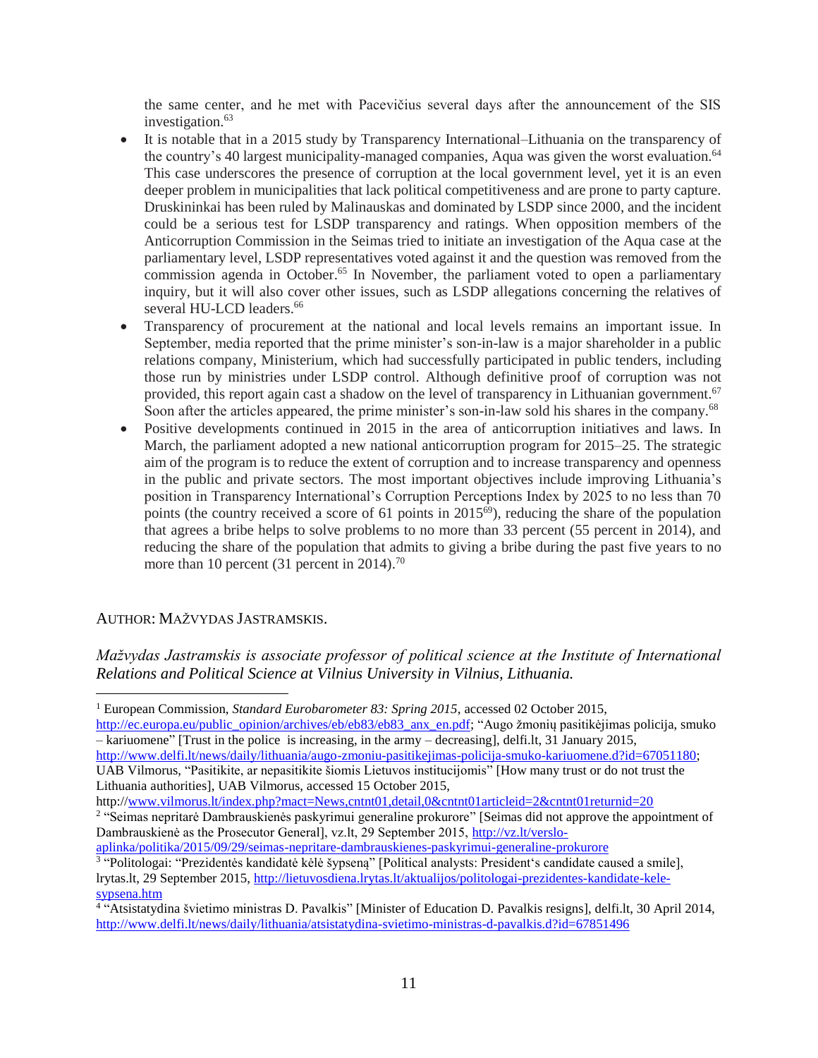the same center, and he met with Pacevičius several days after the announcement of the SIS investigation.[63]

- It is notable that in a 2015 study by Transparency International–Lithuania on the transparency of the country's 40 largest municipality-managed companies, Aqua was given the worst evaluation.[64] This case underscores the presence of corruption at the local government level, yet it is an even deeper problem in municipalities that lack political competitiveness and are prone to party capture. Druskininkai has been ruled by Malinauskas and dominated by LSDP since 2000, and the incident could be a serious test for LSDP transparency and ratings. When opposition members of the Anticorruption Commission in the Seimas tried to initiate an investigation of the Aqua case at the parliamentary level, LSDP representatives voted against it and the question was removed from the commission agenda in October.[65] In November, the parliament voted to open a parliamentary inquiry, but it will also cover other issues, such as LSDP allegations concerning the relatives of several HU-LCD leaders.[66]
- Transparency of procurement at the national and local levels remains an important issue. In September, media reported that the prime minister's son-in-law is a major shareholder in a public relations company, Ministerium, which had successfully participated in public tenders, including those run by ministries under LSDP control. Although definitive proof of corruption was not provided, this report again cast a shadow on the level of transparency in Lithuanian government.[67] Soon after the articles appeared, the prime minister's son-in-law sold his shares in the company.[68]
- Positive developments continued in 2015 in the area of anticorruption initiatives and laws. In March, the parliament adopted a new national anticorruption program for 2015–25. The strategic aim of the program is to reduce the extent of corruption and to increase transparency and openness in the public and private sectors. The most important objectives include improving Lithuania's position in Transparency International's Corruption Perceptions Index by 2025 to no less than 70 points (the country received a score of 61 points in 2015[69]), reducing the share of the population that agrees a bribe helps to solve problems to no more than 33 percent (55 percent in 2014), and reducing the share of the population that admits to giving a bribe during the past five years to no more than 10 percent (31 percent in 2014).[70]

AUTHOR: MAŽVYDAS JASTRAMSKIS.

*Mažvydas Jastramskis is associate professor of political science at the Institute of International Relations and Political Science at Vilnius University in Vilnius, Lithuania.*

---

[1] European Commission, *Standard Eurobarometer 83: Spring 2015*, accessed 02 October 2015, http://ec.europa.eu/public_opinion/archives/eb/eb83/eb83_anx_en.pdf; "Augo žmonių pasitikėjimas policija, smuko – kariuomene" [Trust in the police is increasing, in the army – decreasing], delfi.lt, 31 January 2015, http://www.delfi.lt/news/daily/lithuania/augo-zmoniu-pasitikejimas-policija-smuko-kariuomene.d?id=67051180; UAB Vilmorus, "Pasitikite, ar nepasitikite šiomis Lietuvos institucijomis" [How many trust or do not trust the Lithuania authorities], UAB Vilmorus, accessed 15 October 2015, http://www.vilmorus.lt/index.php?mact=News,cntnt01,detail,0&cntnt01articleid=2&cntnt01returnid=20

[2] "Seimas nepritarė Dambrauskienės paskyrimui generaline prokurore" [Seimas did not approve the appointment of Dambrauskienė as the Prosecutor General], vz.lt, 29 September 2015, http://vz.lt/verslo-aplinka/politika/2015/09/29/seimas-nepritare-dambrauskienes-paskyrimui-generaline-prokurore

[3] "Politologai: "Prezidentės kandidatė kėlė šypseną" [Political analysts: President's candidate caused a smile], lrytas.lt, 29 September 2015, http://lietuvosdiena.lrytas.lt/aktualijos/politologai-prezidentes-kandidate-kele-sypsena.htm

[4] "Atsistatydina švietimo ministras D. Pavalkis" [Minister of Education D. Pavalkis resigns], delfi.lt, 30 April 2014, http://www.delfi.lt/news/daily/lithuania/atsistatydina-svietimo-ministras-d-pavalkis.d?id=67851496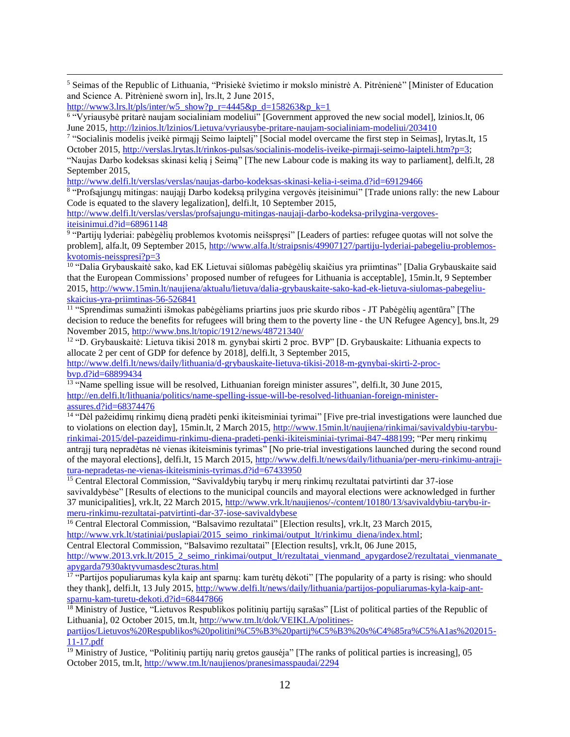[5] Seimas of the Republic of Lithuania, "Prisiekė švietimo ir mokslo ministrė A. Pitrėnienė" [Minister of Education and Science A. Pitrėnienė sworn in], lrs.lt, 2 June 2015, http://www3.lrs.lt/pls/inter/w5_show?p_r=4445&p_d=158263&p_k=1

[6] "Vyriausybė pritarė naujam socialiniam modeliui" [Government approved the new social model], lzinios.lt, 06 June 2015, http://lzinios.lt/lzinios/Lietuva/vyriausybe-pritare-naujam-socialiniam-modeliui/203410

[7] "Socialinis modelis įveikė pirmąjį Seimo laiptelį" [Social model overcame the first step in Seimas], lrytas.lt, 15 October 2015, http://verslas.lrytas.lt/rinkos-pulsas/socialinis-modelis-iveike-pirmaji-seimo-laipteli.htm?p=3; "Naujas Darbo kodeksas skinasi kelią į Seimą" [The new Labour code is making its way to parliament], delfi.lt, 28 September 2015, http://www.delfi.lt/verslas/verslas/naujas-darbo-kodeksas-skinasi-kelia-i-seima.d?id=69129466

[8] "Profsąjungų mitingas: naująjį Darbo kodeksą prilygina vergovės įteisinimui" [Trade unions rally: the new Labour Code is equated to the slavery legalization], delfi.lt, 10 September 2015, http://www.delfi.lt/verslas/verslas/profsajungu-mitingas-naujaji-darbo-kodeksa-prilygina-vergoves-iteisinimui.d?id=68961148

[9] "Partijų lyderiai: pabėgėlių problemos kvotomis neišspręsi" [Leaders of parties: refugee quotas will not solve the problem], alfa.lt, 09 September 2015, http://www.alfa.lt/straipsnis/49907127/partiju-lyderiai-pabegeliu-problemos-kvotomis-neissspresi?p=3

[10] "Dalia Grybauskaitė sako, kad EK Lietuvai siūlomas pabėgėlių skaičius yra priimtinas" [Dalia Grybauskaite said that the European Commissions' proposed number of refugees for Lithuania is acceptable], 15min.lt, 9 September 2015, http://www.15min.lt/naujiena/aktualu/lietuva/dalia-grybauskaite-sako-kad-ek-lietuva-siulomas-pabegeliu-skaicius-yra-priimtinas-56-526841

[11] "Sprendimas sumažinti išmokas pabėgėliams priartins juos prie skurdo ribos - JT Pabėgėlių agentūra" [The decision to reduce the benefits for refugees will bring them to the poverty line - the UN Refugee Agency], bns.lt, 29 November 2015, http://www.bns.lt/topic/1912/news/48721340/

[12] "D. Grybauskaitė: Lietuva tikisi 2018 m. gynybai skirti 2 proc. BVP" [D. Grybauskaite: Lithuania expects to allocate 2 per cent of GDP for defence by 2018], delfi.lt, 3 September 2015, http://www.delfi.lt/news/daily/lithuania/d-grybauskaite-lietuva-tikisi-2018-m-gynybai-skirti-2-proc-bvp.d?id=68899434

[13] "Name spelling issue will be resolved, Lithuanian foreign minister assures", delfi.lt, 30 June 2015, http://en.delfi.lt/lithuania/politics/name-spelling-issue-will-be-resolved-lithuanian-foreign-minister-assures.d?id=68374476

[14] "Dėl pažeidimų rinkimų dieną pradėti penki ikiteisminiai tyrimai" [Five pre-trial investigations were launched due to violations on election day], 15min.lt, 2 March 2015, http://www.15min.lt/naujiena/rinkimai/savivaldybiu-tarybu-rinkimai-2015/del-pazeidimu-rinkimu-diena-pradeti-penki-ikiteisminiai-tyrimai-847-488199; "Per merų rinkimų antrąjį turą nepradėtas nė vienas ikiteisminis tyrimas" [No prie-trial investigations launched during the second round of the mayoral elections], delfi.lt, 15 March 2015, http://www.delfi.lt/news/daily/lithuania/per-meru-rinkimu-antraji-tura-nepradetas-ne-vienas-ikiteisminis-tyrimas.d?id=67433950

[15] Central Electoral Commission, "Savivaldybių tarybų ir merų rinkimų rezultatai patvirtinti dar 37-iose savivaldybėse" [Results of elections to the municipal councils and mayoral elections were acknowledged in further 37 municipalities], vrk.lt, 22 March 2015, http://www.vrk.lt/naujienos/-/content/10180/13/savivaldybiu-tarybu-ir-meru-rinkimu-rezultatai-patvirtinti-dar-37-iose-savivaldybese

[16] Central Electoral Commission, "Balsavimo rezultatai" [Election results], vrk.lt, 23 March 2015, http://www.vrk.lt/statiniai/puslapiai/2015_seimo_rinkimai/output_lt/rinkimu_diena/index.html; Central Electoral Commission, "Balsavimo rezultatai" [Election results], vrk.lt, 06 June 2015, http://www.2013.vrk.lt/2015_2_seimo_rinkimai/output_lt/rezultatai_vienmand_apygardose2/rezultatai_vienmanate_apygarda7930aktyvumasdesc2turas.html

[17] "Partijos populiarumas kyla kaip ant sparnų: kam turėtų dėkoti" [The popularity of a party is rising: who should they thank], delfi.lt, 13 July 2015, http://www.delfi.lt/news/daily/lithuania/partijos-populiarumas-kyla-kaip-ant-sparnu-kam-turetu-dekoti.d?id=68447866

[18] Ministry of Justice, "Lietuvos Respublikos politinių partijų sąrašas" [List of political parties of the Republic of Lithuania], 02 October 2015, tm.lt, http://www.tm.lt/dok/VEIKLA/politines-partijos/Lietuvos%20Respublikos%20politini%C5%B3%20partij%C5%B3%20s%C4%85ra%C5%A1as%202015-11-17.pdf

[19] Ministry of Justice, "Politinių partijų narių gretos gausėja" [The ranks of political parties is increasing], 05 October 2015, tm.lt, http://www.tm.lt/naujienos/pranesimasspaudai/2294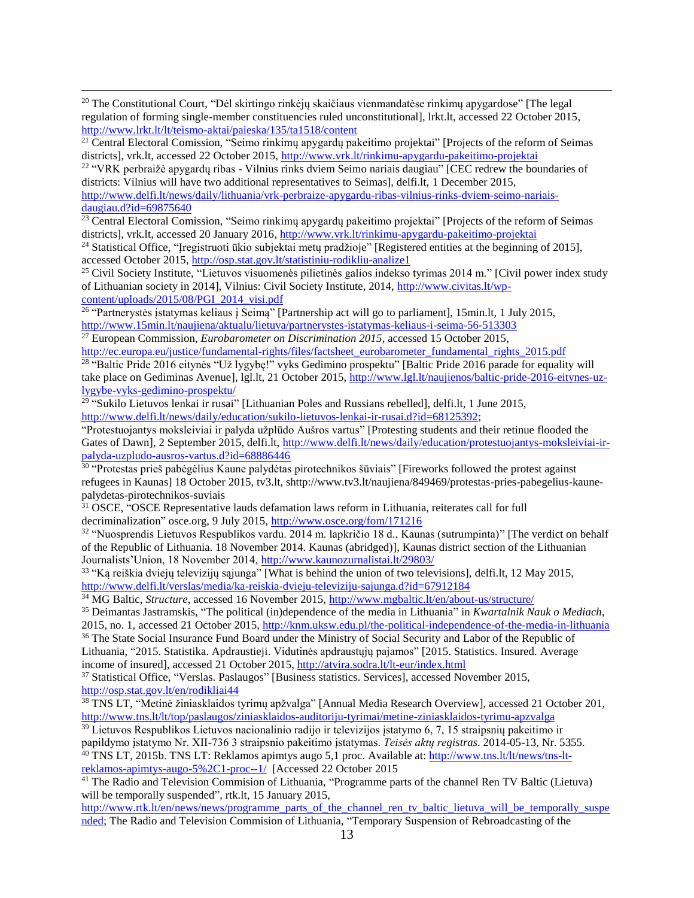[20] The Constitutional Court, "Dėl skirtingo rinkėjų skaičiaus vienmandatėse rinkimų apygardose" [The legal regulation of forming single-member constituencies ruled unconstitutional], lrkt.lt, accessed 22 October 2015, http://www.lrkt.lt/lt/teismo-aktai/paieska/135/ta1518/content

[21] Central Electoral Comission, "Seimo rinkimų apygardų pakeitimo projektai" [Projects of the reform of Seimas districts], vrk.lt, accessed 22 October 2015, http://www.vrk.lt/rinkimu-apygardu-pakeitimo-projektai

[22] "VRK perbraižė apygardų ribas - Vilnius rinks dviem Seimo nariais daugiau" [CEC redrew the boundaries of districts: Vilnius will have two additional representatives to Seimas], delfi.lt, 1 December 2015, http://www.delfi.lt/news/daily/lithuania/vrk-perbraize-apygardu-ribas-vilnius-rinks-dviem-seimo-nariais-daugiau.d?id=69875640

[23] Central Electoral Comission, "Seimo rinkimų apygardų pakeitimo projektai" [Projects of the reform of Seimas districts], vrk.lt, accessed 20 January 2016, http://www.vrk.lt/rinkimu-apygardu-pakeitimo-projektai

[24] Statistical Office, "Įregistruoti ūkio subjektai metų pradžioje" [Registered entities at the beginning of 2015], accessed October 2015, http://osp.stat.gov.lt/statistiniu-rodikliu-analize1

[25] Civil Society Institute, "Lietuvos visuomenės pilietinės galios indekso tyrimas 2014 m." [Civil power index study of Lithuanian society in 2014], Vilnius: Civil Society Institute, 2014, http://www.civitas.lt/wp-content/uploads/2015/08/PGI_2014_visi.pdf

[26] "Partnerystės įstatymas keliaus į Seimą" [Partnership act will go to parliament], 15min.lt, 1 July 2015, http://www.15min.lt/naujiena/aktualu/lietuva/partnerystes-istatymas-keliaus-i-seima-56-513303

[27] European Commission, *Eurobarometer on Discrimination 2015*, accessed 15 October 2015, http://ec.europa.eu/justice/fundamental-rights/files/factsheet_eurobarometer_fundamental_rights_2015.pdf

[28] "Baltic Pride 2016 eitynės "Už lygybę!" vyks Gedimino prospektu" [Baltic Pride 2016 parade for equality will take place on Gediminas Avenue], lgl.lt, 21 October 2015, http://www.lgl.lt/naujienos/baltic-pride-2016-eitynes-uz-lygybe-vyks-gedimino-prospektu/

[29] "Sukilo Lietuvos lenkai ir rusai" [Lithuanian Poles and Russians rebelled], delfi.lt, 1 June 2015, http://www.delfi.lt/news/daily/education/sukilo-lietuvos-lenkai-ir-rusai.d?id=68125392;
"Protestuojantys moksleiviai ir palyda užplūdo Aušros vartus" [Protesting students and their retinue flooded the Gates of Dawn], 2 September 2015, delfi.lt, http://www.delfi.lt/news/daily/education/protestuojantys-moksleiviai-ir-palyda-uzpludo-ausros-vartus.d?id=68886446

[30] "Protestas prieš pabėgėlius Kaune palydėtas pirotechnikos šūviais" [Fireworks followed the protest against refugees in Kaunas] 18 October 2015, tv3.lt, shttp://www.tv3.lt/naujiena/849469/protestas-pries-pabegelius-kaune-palydetas-pirotechnikos-suviais

[31] OSCE, "OSCE Representative lauds defamation laws reform in Lithuania, reiterates call for full decriminalization" osce.org, 9 July 2015, http://www.osce.org/fom/171216

[32] "Nuosprendis Lietuvos Respublikos vardu. 2014 m. lapkričio 18 d., Kaunas (sutrumpinta)" [The verdict on behalf of the Republic of Lithuania. 18 November 2014. Kaunas (abridged)], Kaunas district section of the Lithuanian Journalists'Union, 18 November 2014, http://www.kaunozurnalistai.lt/29803/

[33] "Ką reiškia dviejų televizijų sąjunga" [What is behind the union of two televisions], delfi.lt, 12 May 2015, http://www.delfi.lt/verslas/media/ka-reiskia-dvieju-televiziju-sajunga.d?id=67912184

[34] MG Baltic, *Structure*, accessed 16 November 2015, http://www.mgbaltic.lt/en/about-us/structure/

[35] Deimantas Jastramskis, "The political (in)dependence of the media in Lithuania" in *Kwartalnik Nauk o Mediach*, 2015, no. 1, accessed 21 October 2015, http://knm.uksw.edu.pl/the-political-independence-of-the-media-in-lithuania

[36] The State Social Insurance Fund Board under the Ministry of Social Security and Labor of the Republic of Lithuania, "2015. Statistika. Apdraustieji. Vidutinės apdraustųjų pajamos" [2015. Statistics. Insured. Average income of insured], accessed 21 October 2015, http://atvira.sodra.lt/lt-eur/index.html

[37] Statistical Office, "Verslas. Paslaugos" [Business statistics. Services], accessed November 2015, http://osp.stat.gov.lt/en/rodikliai44

[38] TNS LT, "Metinė žiniasklaidos tyrimų apžvalga" [Annual Media Research Overview], accessed 21 October 201, http://www.tns.lt/lt/top/paslaugos/ziniasklaidos-auditoriju-tyrimai/metine-ziniasklaidos-tyrimu-apzvalga

[39] Lietuvos Respublikos Lietuvos nacionalinio radijo ir televizijos įstatymo 6, 7, 15 straipsnių pakeitimo ir papildymo įstatymo Nr. XII-736 3 straipsnio pakeitimo įstatymas. *Teisės aktų registras*. 2014-05-13, Nr. 5355.

[40] TNS LT, 2015b. TNS LT: Reklamos apimtys augo 5,1 proc. Available at: http://www.tns.lt/lt/news/tns-lt-reklamos-apimtys-augo-5%2C1-proc--1/ [Accessed 22 October 2015

[41] The Radio and Television Commision of Lithuania, "Programme parts of the channel Ren TV Baltic (Lietuva) will be temporally suspended", rtk.lt, 15 January 2015, http://www.rtk.lt/en/news/news/programme_parts_of_the_channel_ren_tv_baltic_lietuva_will_be_temporally_suspended; The Radio and Television Commision of Lithuania, "Temporary Suspension of Rebroadcasting of the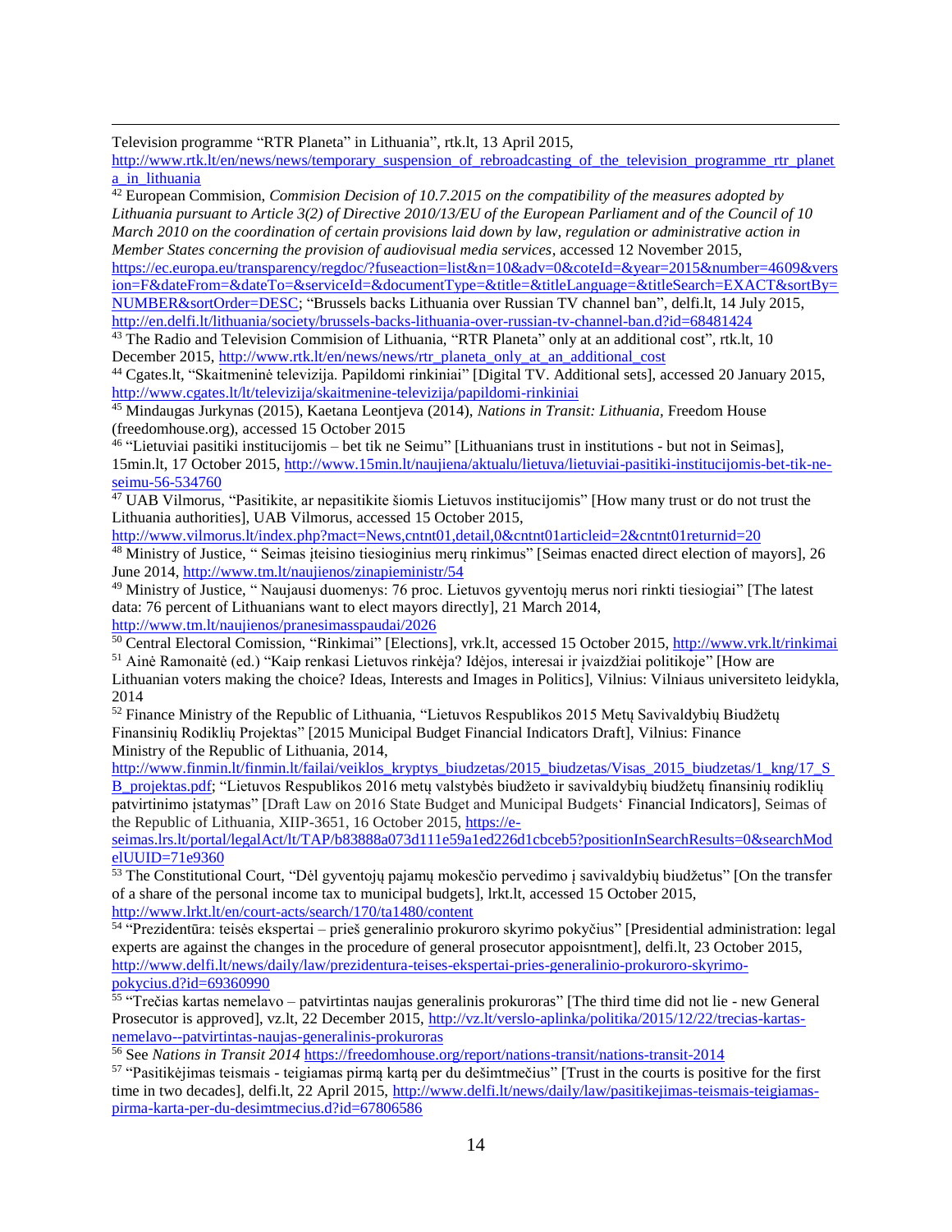Television programme "RTR Planeta" in Lithuania", rtk.lt, 13 April 2015, http://www.rtk.lt/en/news/news/temporary_suspension_of_rebroadcasting_of_the_television_programme_rtr_planeta_in_lithuania

[42] European Commision, *Commision Decision of 10.7.2015 on the compatibility of the measures adopted by Lithuania pursuant to Article 3(2) of Directive 2010/13/EU of the European Parliament and of the Council of 10 March 2010 on the coordination of certain provisions laid down by law, regulation or administrative action in Member States concerning the provision of audiovisual media services*, accessed 12 November 2015, https://ec.europa.eu/transparency/regdoc/?fuseaction=list&n=10&adv=0&coteId=&year=2015&number=4609&version=F&dateFrom=&dateTo=&serviceId=&documentType=&title=&titleLanguage=&titleSearch=EXACT&sortBy=NUMBER&sortOrder=DESC; "Brussels backs Lithuania over Russian TV channel ban", delfi.lt, 14 July 2015, http://en.delfi.lt/lithuania/society/brussels-backs-lithuania-over-russian-tv-channel-ban.d?id=68481424

[43] The Radio and Television Commision of Lithuania, "RTR Planeta" only at an additional cost", rtk.lt, 10 December 2015, http://www.rtk.lt/en/news/news/rtr_planeta_only_at_an_additional_cost

[44] Cgates.lt, "Skaitmeninė televizija. Papildomi rinkiniai" [Digital TV. Additional sets], accessed 20 January 2015, http://www.cgates.lt/lt/televizija/skaitmenine-televizija/papildomi-rinkiniai

[45] Mindaugas Jurkynas (2015), Kaetana Leontjeva (2014), *Nations in Transit: Lithuania*, Freedom House (freedomhouse.org), accessed 15 October 2015

[46] "Lietuviai pasitiki institucijomis – bet tik ne Seimu" [Lithuanians trust in institutions - but not in Seimas], 15min.lt, 17 October 2015, http://www.15min.lt/naujiena/aktualu/lietuva/lietuviai-pasitiki-institucijomis-bet-tik-ne-seimu-56-534760

[47] UAB Vilmorus, "Pasitikite, ar nepasitikite šiomis Lietuvos institucijomis" [How many trust or do not trust the Lithuania authorities], UAB Vilmorus, accessed 15 October 2015, http://www.vilmorus.lt/index.php?mact=News,cntnt01,detail,0&cntnt01articleid=2&cntnt01returnid=20

[48] Ministry of Justice, " Seimas įteisino tiesioginius merų rinkimus" [Seimas enacted direct election of mayors], 26 June 2014, http://www.tm.lt/naujienos/zinapieministr/54

[49] Ministry of Justice, " Naujausi duomenys: 76 proc. Lietuvos gyventojų merus nori rinkti tiesiogiai" [The latest data: 76 percent of Lithuanians want to elect mayors directly], 21 March 2014, http://www.tm.lt/naujienos/pranesimasspaudai/2026

[50] Central Electoral Comission, "Rinkimai" [Elections], vrk.lt, accessed 15 October 2015, http://www.vrk.lt/rinkimai

[51] Ainė Ramonaitė (ed.) "Kaip renkasi Lietuvos rinkėja? Idėjos, interesai ir įvaizdžiai politikoje" [How are Lithuanian voters making the choice? Ideas, Interests and Images in Politics], Vilnius: Vilniaus universiteto leidykla, 2014

[52] Finance Ministry of the Republic of Lithuania, "Lietuvos Respublikos 2015 Metų Savivaldybių Biudžetų Finansinių Rodiklių Projektas" [2015 Municipal Budget Financial Indicators Draft], Vilnius: Finance Ministry of the Republic of Lithuania, 2014, http://www.finmin.lt/finmin.lt/failai/veiklos_kryptys_biudzetas/2015_biudzetas/Visas_2015_biudzetas/1_kng/17_SB_projektas.pdf; "Lietuvos Respublikos 2016 metų valstybės biudžeto ir savivaldybių biudžetų finansinių rodiklių patvirtinimo įstatymas" [Draft Law on 2016 State Budget and Municipal Budgets' Financial Indicators], Seimas of the Republic of Lithuania, XIIP-3651, 16 October 2015, https://e-seimas.lrs.lt/portal/legalAct/lt/TAP/b83888a073d111e59a1ed226d1cbceb5?positionInSearchResults=0&searchModelUUID=71e9360

[53] The Constitutional Court, "Dėl gyventojų pajamų mokesčio pervedimo į savivaldybių biudžetus" [On the transfer of a share of the personal income tax to municipal budgets], lrkt.lt, accessed 15 October 2015, http://www.lrkt.lt/en/court-acts/search/170/ta1480/content

[54] "Prezidentūra: teisės ekspertai – prieš generalinio prokuroro skyrimo pokyčius" [Presidential administration: legal experts are against the changes in the procedure of general prosecutor appoisntment], delfi.lt, 23 October 2015, http://www.delfi.lt/news/daily/law/prezidentura-teises-ekspertai-pries-generalinio-prokuroro-skyrimo-pokycius.d?id=69360990

[55] "Trečias kartas nemelavo – patvirtintas naujas generalinis prokuroras" [The third time did not lie - new General Prosecutor is approved], vz.lt, 22 December 2015, http://vz.lt/verslo-aplinka/politika/2015/12/22/trecias-kartas-nemelavo--patvirtintas-naujas-generalinis-prokuroras

[56] See *Nations in Transit 2014* https://freedomhouse.org/report/nations-transit/nations-transit-2014

[57] "Pasitikėjimas teismais - teigiamas pirmą kartą per du dešimtmečius" [Trust in the courts is positive for the first time in two decades], delfi.lt, 22 April 2015, http://www.delfi.lt/news/daily/law/pasitikejimas-teismais-teigiamas-pirma-karta-per-du-desimtmecius.d?id=67806586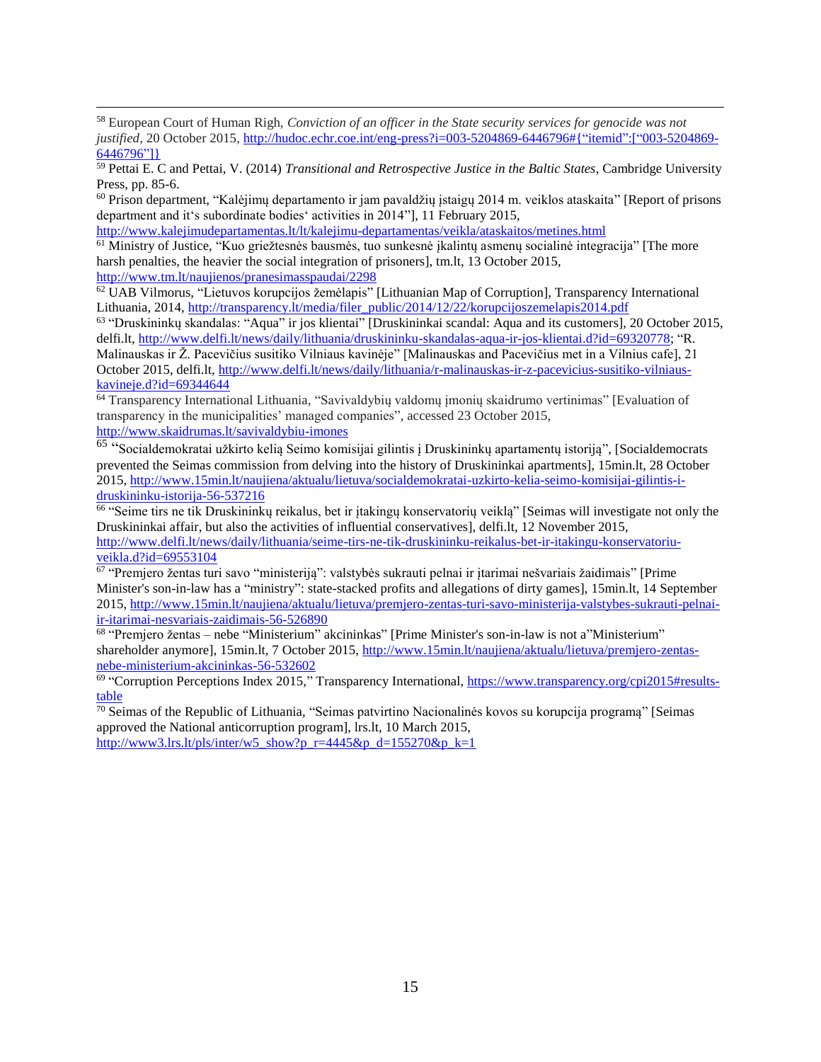[58] European Court of Human Righ, *Conviction of an officer in the State security services for genocide was not justified*, 20 October 2015, http://hudoc.echr.coe.int/eng-press?i=003-5204869-6446796#{"itemid":["003-5204869-6446796"]}

[59] Pettai E. C and Pettai, V. (2014) *Transitional and Retrospective Justice in the Baltic States*, Cambridge University Press, pp. 85-6.

[60] Prison department, "Kalėjimų departamento ir jam pavaldžių įstaigų 2014 m. veiklos ataskaita" [Report of prisons department and it's subordinate bodies' activities in 2014"], 11 February 2015, http://www.kalejimudepartamentas.lt/lt/kalejimu-departamentas/veikla/ataskaitos/metines.html

[61] Ministry of Justice, "Kuo griežtesnės bausmės, tuo sunkesnė įkalintų asmenų socialinė integracija" [The more harsh penalties, the heavier the social integration of prisoners], tm.lt, 13 October 2015, http://www.tm.lt/naujienos/pranesimasspaudai/2298

[62] UAB Vilmorus, "Lietuvos korupcijos žemėlapis" [Lithuanian Map of Corruption], Transparency International Lithuania, 2014, http://transparency.lt/media/filer_public/2014/12/22/korupcijoszemelapis2014.pdf

[63] "Druskininkų skandalas: "Aqua" ir jos klientai" [Druskininkai scandal: Aqua and its customers], 20 October 2015, delfi.lt, http://www.delfi.lt/news/daily/lithuania/druskininku-skandalas-aqua-ir-jos-klientai.d?id=69320778; "R. Malinauskas ir Ž. Pacevičius susitiko Vilniaus kavinėje" [Malinauskas and Pacevičius met in a Vilnius cafe], 21 October 2015, delfi.lt, http://www.delfi.lt/news/daily/lithuania/r-malinauskas-ir-z-pacevicius-susitiko-vilniaus-kavineje.d?id=69344644

[64] Transparency International Lithuania, "Savivaldybių valdomų įmonių skaidrumo vertinimas" [Evaluation of transparency in the municipalities' managed companies", accessed 23 October 2015, http://www.skaidrumas.lt/savivaldybiu-imones

[65] "Socialdemokratai užkirto kelią Seimo komisijai gilintis į Druskininkų apartamentų istoriją", [Socialdemocrats prevented the Seimas commission from delving into the history of Druskininkai apartments], 15min.lt, 28 October 2015, http://www.15min.lt/naujiena/aktualu/lietuva/socialdemokratai-uzkirto-kelia-seimo-komisijai-gilintis-i-druskininku-istorija-56-537216

[66] "Seime tirs ne tik Druskininkų reikalus, bet ir įtakingų konservatorių veiklą" [Seimas will investigate not only the Druskininkai affair, but also the activities of influential conservatives], delfi.lt, 12 November 2015, http://www.delfi.lt/news/daily/lithuania/seime-tirs-ne-tik-druskininku-reikalus-bet-ir-itakingu-konservatoriu-veikla.d?id=69553104

[67] "Premjero žentas turi savo "ministeriją": valstybės sukrauti pelnai ir įtarimai nešvariais žaidimais" [Prime Minister's son-in-law has a "ministry": state-stacked profits and allegations of dirty games], 15min.lt, 14 September 2015, http://www.15min.lt/naujiena/aktualu/lietuva/premjero-zentas-turi-savo-ministerija-valstybes-sukrauti-pelnai-ir-itarimai-nesvariais-zaidimais-56-526890

[68] "Premjero žentas – nebe "Ministerium" akcininkas" [Prime Minister's son-in-law is not a"Ministerium" shareholder anymore], 15min.lt, 7 October 2015, http://www.15min.lt/naujiena/aktualu/lietuva/premjero-zentas-nebe-ministerium-akcininkas-56-532602

[69] "Corruption Perceptions Index 2015," Transparency International, https://www.transparency.org/cpi2015#results-table

[70] Seimas of the Republic of Lithuania, "Seimas patvirtino Nacionalinės kovos su korupcija programą" [Seimas approved the National anticorruption program], lrs.lt, 10 March 2015, http://www3.lrs.lt/pls/inter/w5_show?p_r=4445&p_d=155270&p_k=1